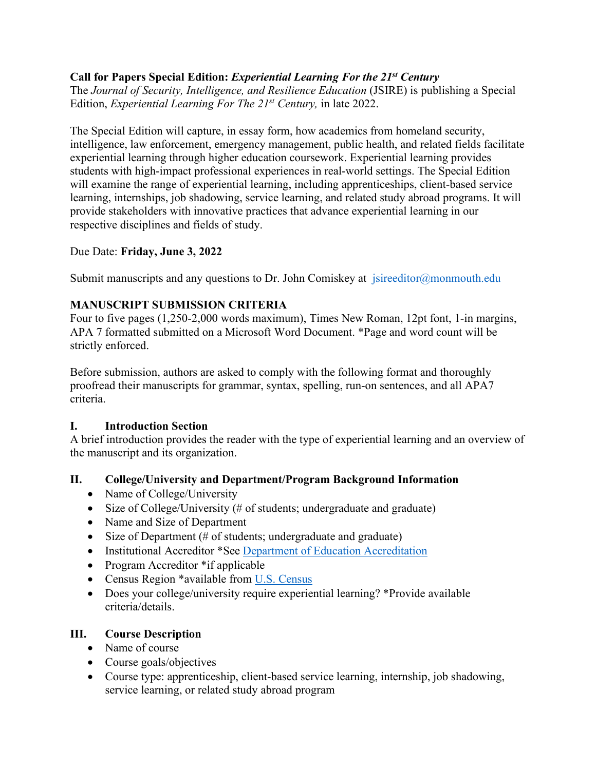**Call for Papers Special Edition:** ***Experiential Learning For the 21st Century***

The *Journal of Security, Intelligence, and Resilience Education* (JSIRE) is publishing a Special Edition, *Experiential Learning For The 21st Century,* in late 2022.

The Special Edition will capture, in essay form, how academics from homeland security, intelligence, law enforcement, emergency management, public health, and related fields facilitate experiential learning through higher education coursework. Experiential learning provides students with high-impact professional experiences in real-world settings. The Special Edition will examine the range of experiential learning, including apprenticeships, client-based service learning, internships, job shadowing, service learning, and related study abroad programs. It will provide stakeholders with innovative practices that advance experiential learning in our respective disciplines and fields of study.

Due Date: **Friday, June 3, 2022**

Submit manuscripts and any questions to Dr. John Comiskey at jsireeditor@monmouth.edu

## MANUSCRIPT SUBMISSION CRITERIA

Four to five pages (1,250-2,000 words maximum), Times New Roman, 12pt font, 1-in margins, APA 7 formatted submitted on a Microsoft Word Document. *Page and word count will be strictly enforced.

Before submission, authors are asked to comply with the following format and thoroughly proofread their manuscripts for grammar, syntax, spelling, run-on sentences, and all APA7 criteria.

### I. Introduction Section

A brief introduction provides the reader with the type of experiential learning and an overview of the manuscript and its organization.

### II. College/University and Department/Program Background Information

- Name of College/University
- Size of College/University (# of students; undergraduate and graduate)
- Name and Size of Department
- Size of Department (# of students; undergraduate and graduate)
- Institutional Accreditor *See Department of Education Accreditation
- Program Accreditor *if applicable
- Census Region *available from U.S. Census
- Does your college/university require experiential learning? *Provide available criteria/details.

### III. Course Description

- Name of course
- Course goals/objectives
- Course type: apprenticeship, client-based service learning, internship, job shadowing, service learning, or related study abroad program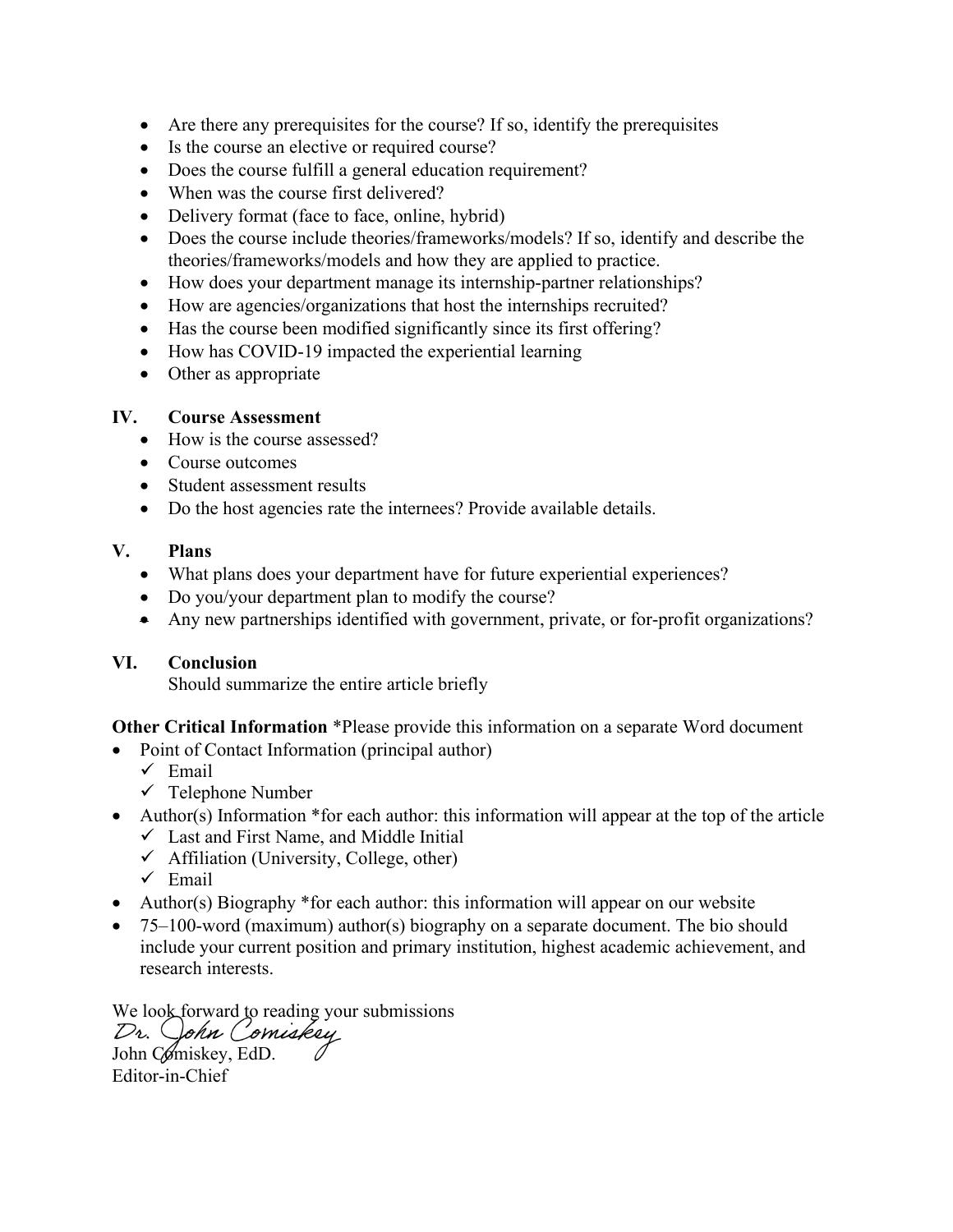- Are there any prerequisites for the course? If so, identify the prerequisites
- Is the course an elective or required course?
- Does the course fulfill a general education requirement?
- When was the course first delivered?
- Delivery format (face to face, online, hybrid)
- Does the course include theories/frameworks/models? If so, identify and describe the theories/frameworks/models and how they are applied to practice.
- How does your department manage its internship-partner relationships?
- How are agencies/organizations that host the internships recruited?
- Has the course been modified significantly since its first offering?
- How has COVID-19 impacted the experiential learning
- Other as appropriate

## IV. Course Assessment

- How is the course assessed?
- Course outcomes
- Student assessment results
- Do the host agencies rate the internees? Provide available details.

## V. Plans

- What plans does your department have for future experiential experiences?
- Do you/your department plan to modify the course?
- Any new partnerships identified with government, private, or for-profit organizations?

## VI. Conclusion

Should summarize the entire article briefly

**Other Critical Information** *Please provide this information on a separate Word document

- Point of Contact Information (principal author)
  - ✓ Email
  - ✓ Telephone Number
- Author(s) Information *for each author: this information will appear at the top of the article
  - ✓ Last and First Name, and Middle Initial
  - ✓ Affiliation (University, College, other)
  - ✓ Email
- Author(s) Biography *for each author: this information will appear on our website
- 75–100-word (maximum) author(s) biography on a separate document. The bio should include your current position and primary institution, highest academic achievement, and research interests.

We look forward to reading your submissions

*Dr. John Comiskey*

John Comiskey, EdD.
Editor-in-Chief